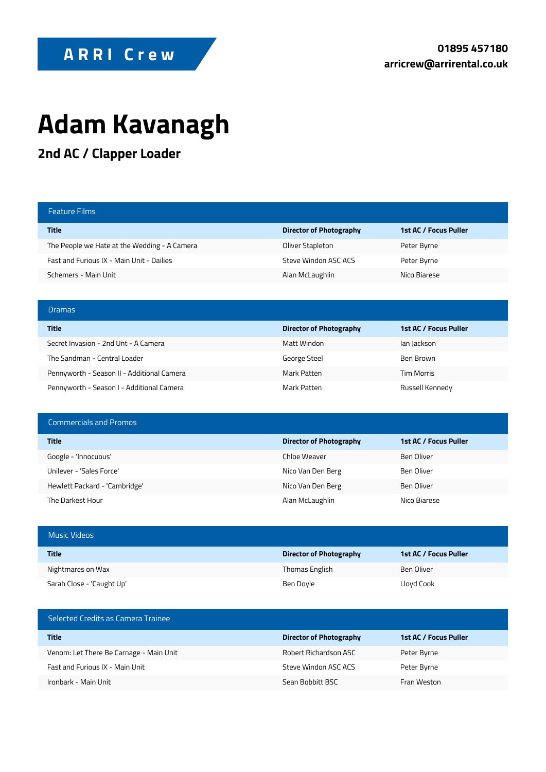**ARRI Crew**

**01895 457180**
**arricrew@arrirental.co.uk**

# Adam Kavanagh

## 2nd AC / Clapper Loader

### Feature Films

| Title | Director of Photography | 1st AC / Focus Puller |
| --- | --- | --- |
| The People we Hate at the Wedding - A Camera | Oliver Stapleton | Peter Byrne |
| Fast and Furious IX - Main Unit - Dailies | Steve Windon ASC ACS | Peter Byrne |
| Schemers - Main Unit | Alan McLaughlin | Nico Biarese |

### Dramas

| Title | Director of Photography | 1st AC / Focus Puller |
| --- | --- | --- |
| Secret Invasion - 2nd Unt - A Camera | Matt Windon | Ian Jackson |
| The Sandman - Central Loader | George Steel | Ben Brown |
| Pennyworth - Season II - Additional Camera | Mark Patten | Tim Morris |
| Pennyworth - Season I - Additional Camera | Mark Patten | Russell Kennedy |

### Commercials and Promos

| Title | Director of Photography | 1st AC / Focus Puller |
| --- | --- | --- |
| Google - 'Innocuous' | Chloe Weaver | Ben Oliver |
| Unilever - 'Sales Force' | Nico Van Den Berg | Ben Oliver |
| Hewlett Packard - 'Cambridge' | Nico Van Den Berg | Ben Oliver |
| The Darkest Hour | Alan McLaughlin | Nico Biarese |

### Music Videos

| Title | Director of Photography | 1st AC / Focus Puller |
| --- | --- | --- |
| Nightmares on Wax | Thomas English | Ben Oliver |
| Sarah Close - 'Caught Up' | Ben Doyle | Lloyd Cook |

### Selected Credits as Camera Trainee

| Title | Director of Photography | 1st AC / Focus Puller |
| --- | --- | --- |
| Venom: Let There Be Carnage - Main Unit | Robert Richardson ASC | Peter Byrne |
| Fast and Furious IX - Main Unit | Steve Windon ASC ACS | Peter Byrne |
| Ironbark - Main Unit | Sean Bobbitt BSC | Fran Weston |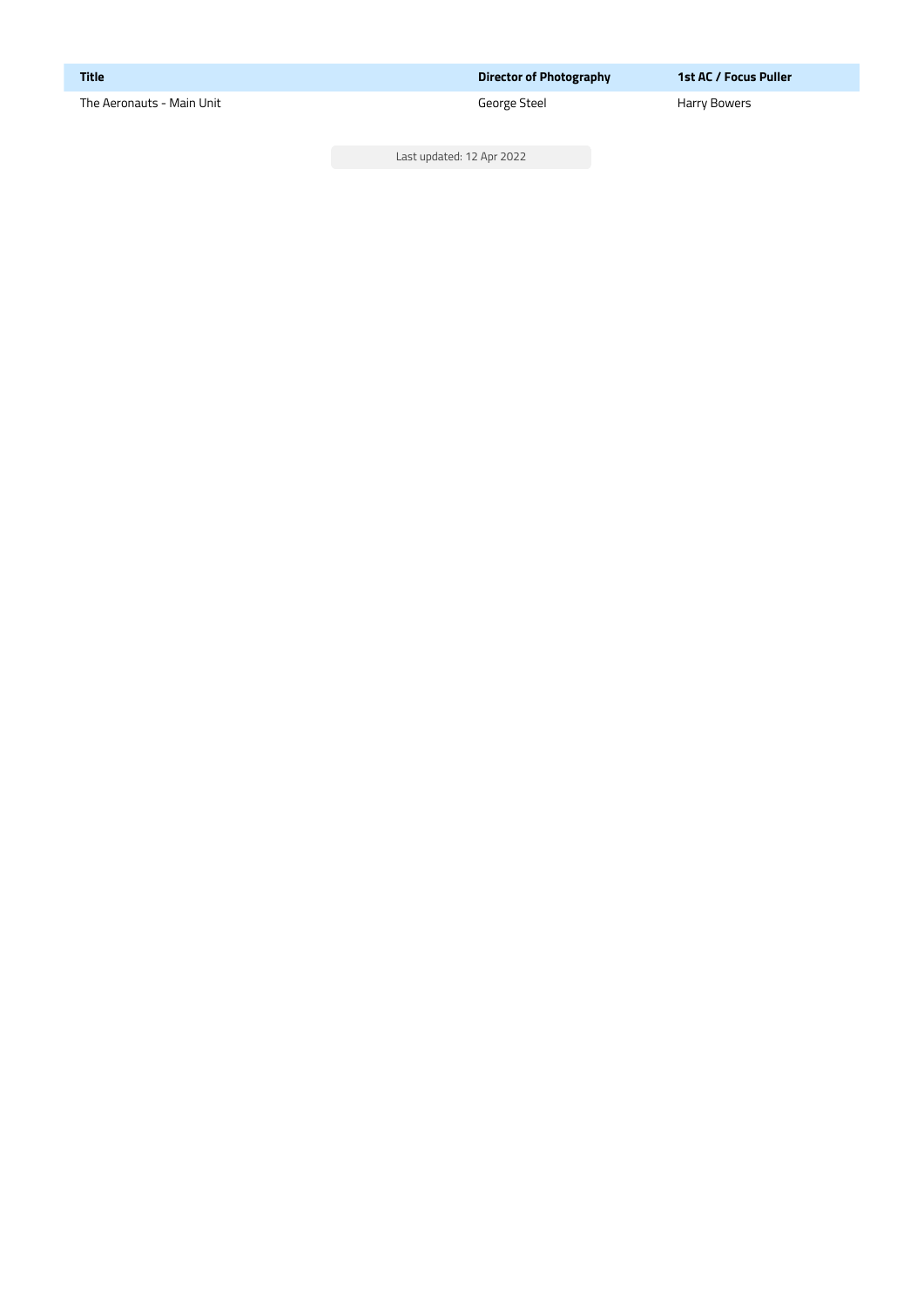| Title | Director of Photography | 1st AC / Focus Puller |
| --- | --- | --- |
| The Aeronauts - Main Unit | George Steel | Harry Bowers |

Last updated: 12 Apr 2022